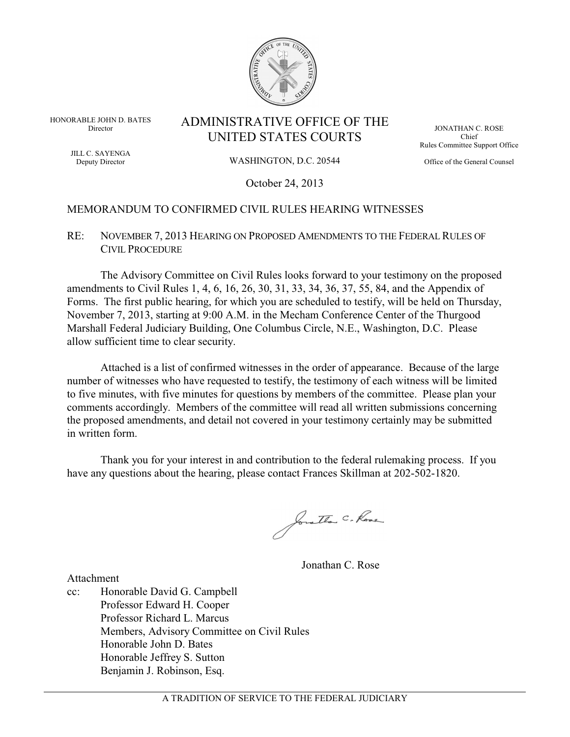HONORABLE JOHN D. BATES
Director

JILL C. SAYENGA
Deputy Director

# ADMINISTRATIVE OFFICE OF THE UNITED STATES COURTS

WASHINGTON, D.C. 20544

JONATHAN C. ROSE
Chief
Rules Committee Support Office

Office of the General Counsel

October 24, 2013

## MEMORANDUM TO CONFIRMED CIVIL RULES HEARING WITNESSES

RE: NOVEMBER 7, 2013 HEARING ON PROPOSED AMENDMENTS TO THE FEDERAL RULES OF CIVIL PROCEDURE

The Advisory Committee on Civil Rules looks forward to your testimony on the proposed amendments to Civil Rules 1, 4, 6, 16, 26, 30, 31, 33, 34, 36, 37, 55, 84, and the Appendix of Forms. The first public hearing, for which you are scheduled to testify, will be held on Thursday, November 7, 2013, starting at 9:00 A.M. in the Mecham Conference Center of the Thurgood Marshall Federal Judiciary Building, One Columbus Circle, N.E., Washington, D.C. Please allow sufficient time to clear security.

Attached is a list of confirmed witnesses in the order of appearance. Because of the large number of witnesses who have requested to testify, the testimony of each witness will be limited to five minutes, with five minutes for questions by members of the committee. Please plan your comments accordingly. Members of the committee will read all written submissions concerning the proposed amendments, and detail not covered in your testimony certainly may be submitted in written form.

Thank you for your interest in and contribution to the federal rulemaking process. If you have any questions about the hearing, please contact Frances Skillman at 202-502-1820.

Jonathan C. Rose

Attachment

cc: Honorable David G. Campbell
Professor Edward H. Cooper
Professor Richard L. Marcus
Members, Advisory Committee on Civil Rules
Honorable John D. Bates
Honorable Jeffrey S. Sutton
Benjamin J. Robinson, Esq.

A TRADITION OF SERVICE TO THE FEDERAL JUDICIARY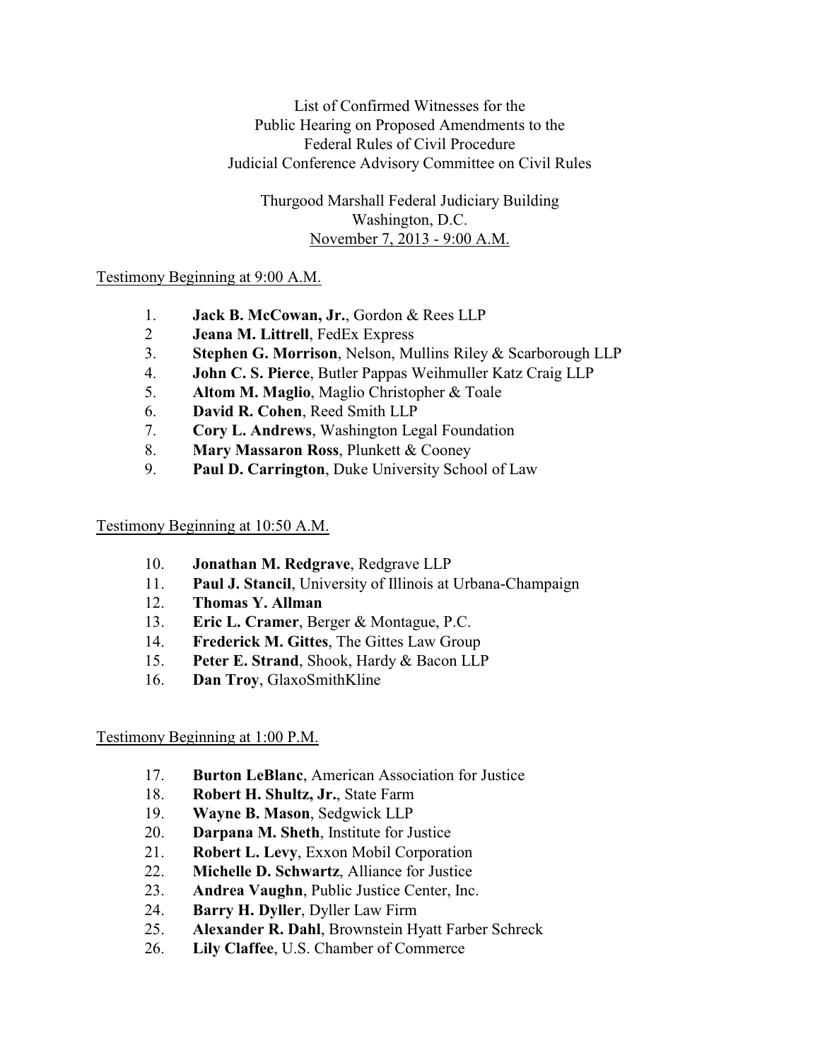List of Confirmed Witnesses for the
Public Hearing on Proposed Amendments to the
Federal Rules of Civil Procedure
Judicial Conference Advisory Committee on Civil Rules

Thurgood Marshall Federal Judiciary Building
Washington, D.C.
November 7, 2013 - 9:00 A.M.

Testimony Beginning at 9:00 A.M.

1. **Jack B. McCowan, Jr.**, Gordon & Rees LLP
2. **Jeana M. Littrell**, FedEx Express
3. **Stephen G. Morrison**, Nelson, Mullins Riley & Scarborough LLP
4. **John C. S. Pierce**, Butler Pappas Weihmuller Katz Craig LLP
5. **Altom M. Maglio**, Maglio Christopher & Toale
6. **David R. Cohen**, Reed Smith LLP
7. **Cory L. Andrews**, Washington Legal Foundation
8. **Mary Massaron Ross**, Plunkett & Cooney
9. **Paul D. Carrington**, Duke University School of Law

Testimony Beginning at 10:50 A.M.

10. **Jonathan M. Redgrave**, Redgrave LLP
11. **Paul J. Stancil**, University of Illinois at Urbana-Champaign
12. **Thomas Y. Allman**
13. **Eric L. Cramer**, Berger & Montague, P.C.
14. **Frederick M. Gittes**, The Gittes Law Group
15. **Peter E. Strand**, Shook, Hardy & Bacon LLP
16. **Dan Troy**, GlaxoSmithKline

Testimony Beginning at 1:00 P.M.

17. **Burton LeBlanc**, American Association for Justice
18. **Robert H. Shultz, Jr.**, State Farm
19. **Wayne B. Mason**, Sedgwick LLP
20. **Darpana M. Sheth**, Institute for Justice
21. **Robert L. Levy**, Exxon Mobil Corporation
22. **Michelle D. Schwartz**, Alliance for Justice
23. **Andrea Vaughn**, Public Justice Center, Inc.
24. **Barry H. Dyller**, Dyller Law Firm
25. **Alexander R. Dahl**, Brownstein Hyatt Farber Schreck
26. **Lily Claffee**, U.S. Chamber of Commerce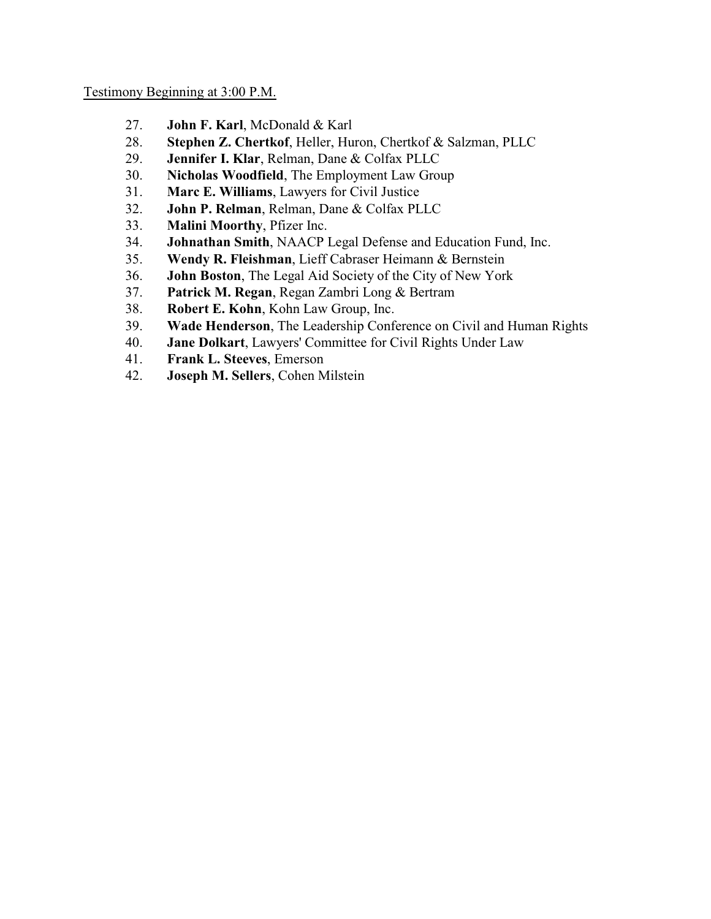<u>Testimony Beginning at 3:00 P.M.</u>

27. **John F. Karl**, McDonald & Karl
28. **Stephen Z. Chertkof**, Heller, Huron, Chertkof & Salzman, PLLC
29. **Jennifer I. Klar**, Relman, Dane & Colfax PLLC
30. **Nicholas Woodfield**, The Employment Law Group
31. **Marc E. Williams**, Lawyers for Civil Justice
32. **John P. Relman**, Relman, Dane & Colfax PLLC
33. **Malini Moorthy**, Pfizer Inc.
34. **Johnathan Smith**, NAACP Legal Defense and Education Fund, Inc.
35. **Wendy R. Fleishman**, Lieff Cabraser Heimann & Bernstein
36. **John Boston**, The Legal Aid Society of the City of New York
37. **Patrick M. Regan**, Regan Zambri Long & Bertram
38. **Robert E. Kohn**, Kohn Law Group, Inc.
39. **Wade Henderson**, The Leadership Conference on Civil and Human Rights
40. **Jane Dolkart**, Lawyers' Committee for Civil Rights Under Law
41. **Frank L. Steeves**, Emerson
42. **Joseph M. Sellers**, Cohen Milstein